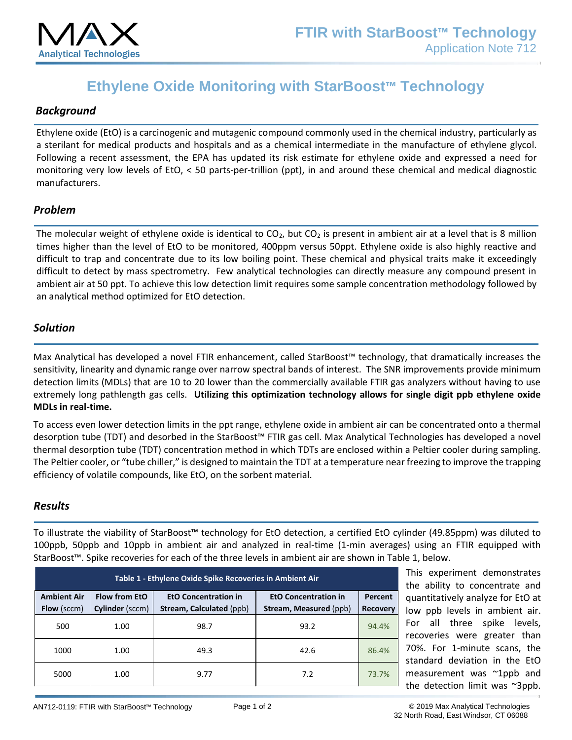# Ethylene Oxide Monitoring with StarBoost™ Technology

## Background

Ethylene oxide (EtO) is a carcinogenic and mutagenic compound commonly used in the chemical industry, particularly as a sterilant for medical products and hospitals and as a chemical intermediate in the manufacture of ethylene glycol. Following a recent assessment, the EPA has updated its risk estimate for ethylene oxide and expressed a need for monitoring very low levels of EtO, < 50 parts-per-trillion (ppt), in and around these chemical and medical diagnostic manufacturers.

## Problem

The molecular weight of ethylene oxide is identical to $CO_2$, but $CO_2$ is present in ambient air at a level that is 8 million times higher than the level of EtO to be monitored, 400ppm versus 50ppt. Ethylene oxide is also highly reactive and difficult to trap and concentrate due to its low boiling point. These chemical and physical traits make it exceedingly difficult to detect by mass spectrometry. Few analytical technologies can directly measure any compound present in ambient air at 50 ppt. To achieve this low detection limit requires some sample concentration methodology followed by an analytical method optimized for EtO detection.

## Solution

Max Analytical has developed a novel FTIR enhancement, called StarBoost™ technology, that dramatically increases the sensitivity, linearity and dynamic range over narrow spectral bands of interest. The SNR improvements provide minimum detection limits (MDLs) that are 10 to 20 lower than the commercially available FTIR gas analyzers without having to use extremely long pathlength gas cells. **Utilizing this optimization technology allows for single digit ppb ethylene oxide MDLs in real-time.**

To access even lower detection limits in the ppt range, ethylene oxide in ambient air can be concentrated onto a thermal desorption tube (TDT) and desorbed in the StarBoost™ FTIR gas cell. Max Analytical Technologies has developed a novel thermal desorption tube (TDT) concentration method in which TDTs are enclosed within a Peltier cooler during sampling. The Peltier cooler, or "tube chiller," is designed to maintain the TDT at a temperature near freezing to improve the trapping efficiency of volatile compounds, like EtO, on the sorbent material.

## Results

To illustrate the viability of StarBoost™ technology for EtO detection, a certified EtO cylinder (49.85ppm) was diluted to 100ppb, 50ppb and 10ppb in ambient air and analyzed in real-time (1-min averages) using an FTIR equipped with StarBoost™. Spike recoveries for each of the three levels in ambient air are shown in Table 1, below.

**Table 1 - Ethylene Oxide Spike Recoveries in Ambient Air**

| **Ambient Air Flow** (sccm) | **Flow from EtO Cylinder** (sccm) | **EtO Concentration in Stream, Calculated** (ppb) | **EtO Concentration in Stream, Measured** (ppb) | **Percent Recovery** |
|---|---|---|---|---|
| 500 | 1.00 | 98.7 | 93.2 | 94.4% |
| 1000 | 1.00 | 49.3 | 42.6 | 86.4% |
| 5000 | 1.00 | 9.77 | 7.2 | 73.7% |

This experiment demonstrates the ability to concentrate and quantitatively analyze for EtO at low ppb levels in ambient air. For all three spike levels, recoveries were greater than 70%. For 1-minute scans, the standard deviation in the EtO measurement was ~1ppb and the detection limit was ~3ppb.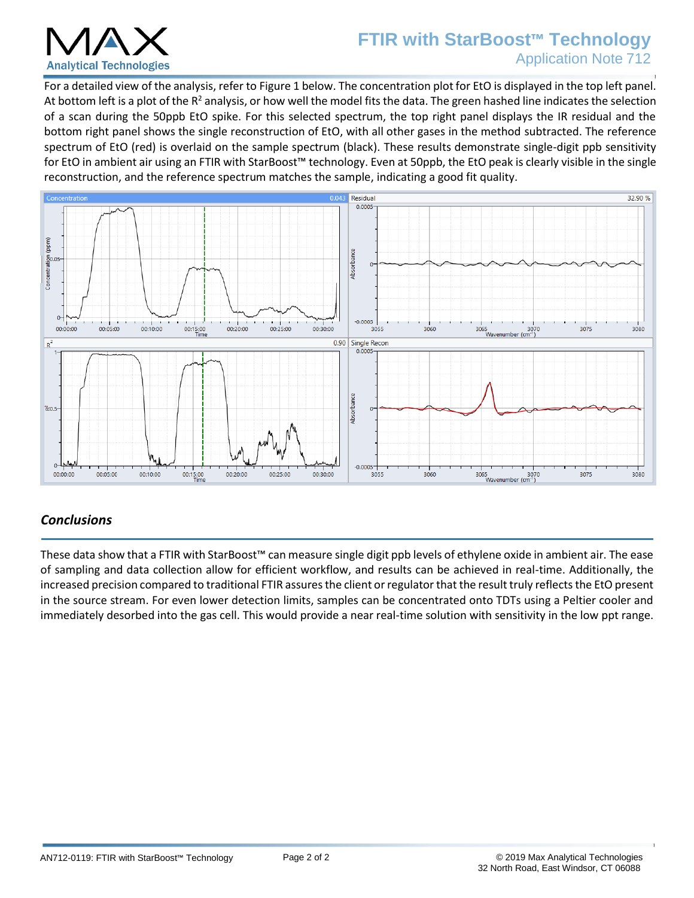For a detailed view of the analysis, refer to Figure 1 below. The concentration plot for EtO is displayed in the top left panel. At bottom left is a plot of the $R^2$ analysis, or how well the model fits the data. The green hashed line indicates the selection of a scan during the 50ppb EtO spike. For this selected spectrum, the top right panel displays the IR residual and the bottom right panel shows the single reconstruction of EtO, with all other gases in the method subtracted. The reference spectrum of EtO (red) is overlaid on the sample spectrum (black). These results demonstrate single-digit ppb sensitivity for EtO in ambient air using an FTIR with StarBoost™ technology. Even at 50ppb, the EtO peak is clearly visible in the single reconstruction, and the reference spectrum matches the sample, indicating a good fit quality.

Concentration 0.043
Concentration (ppm)
0.05
0
00:00:00 00:05:00 00:10:00 00:15:00 00:20:00 00:25:00 00:30:00
Time

Residual 32.90 %
Absorbance
0.0005
0
-0.0005
3055 3060 3065 3070 3075 3080
Wavenumber (cm⁻¹)

$R^2$ 0.90
$R^2$
1
0.5
0
00:00:00 00:05:00 00:10:00 00:15:00 00:20:00 00:25:00 00:30:00
Time

Single Recon
Absorbance
0.0005
0
-0.0005
3055 3060 3065 3070 3075 3080
Wavenumber (cm⁻¹)

## *Conclusions*

These data show that a FTIR with StarBoost™ can measure single digit ppb levels of ethylene oxide in ambient air. The ease of sampling and data collection allow for efficient workflow, and results can be achieved in real-time. Additionally, the increased precision compared to traditional FTIR assures the client or regulator that the result truly reflects the EtO present in the source stream. For even lower detection limits, samples can be concentrated onto TDTs using a Peltier cooler and immediately desorbed into the gas cell. This would provide a near real-time solution with sensitivity in the low ppt range.